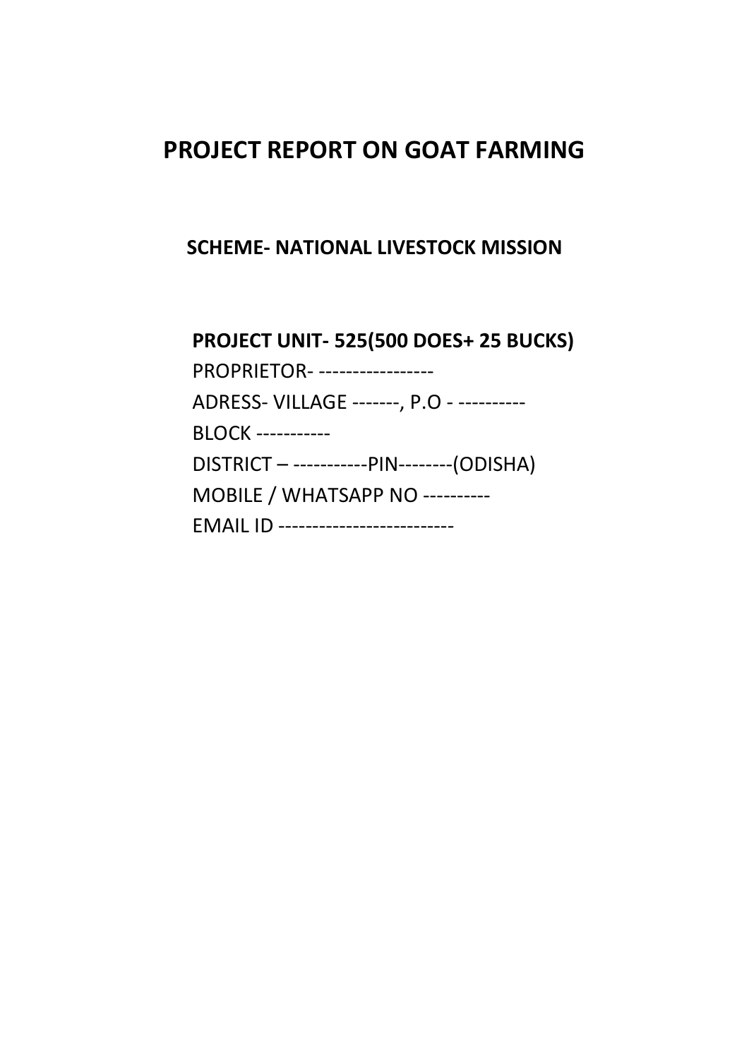# PROJECT REPORT ON GOAT FARMING

## SCHEME- NATIONAL LIVESTOCK MISSION

**PROJECT UNIT- 525(500 DOES+ 25 BUCKS)**

PROPRIETOR- -----------------

ADRESS- VILLAGE -------, P.O - ----------

BLOCK -----------

DISTRICT – -----------PIN--------(ODISHA)

MOBILE / WHATSAPP NO ----------

EMAIL ID --------------------------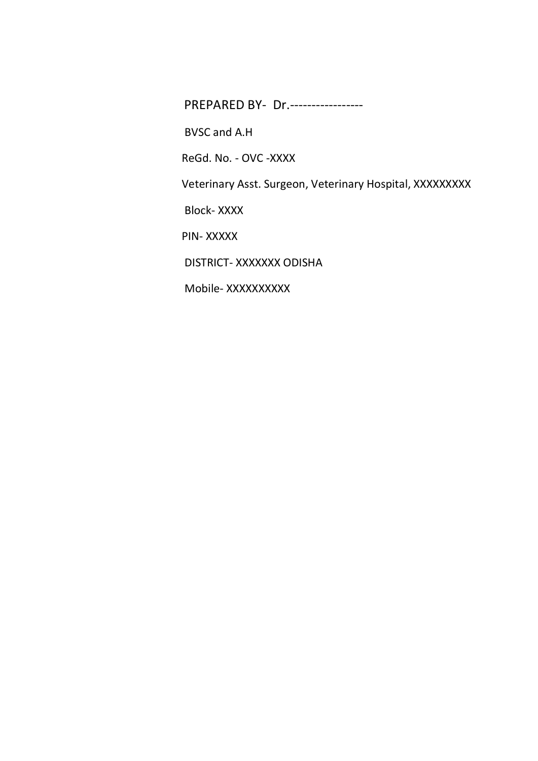PREPARED BY- Dr.-----------------

BVSC and A.H

ReGd. No. - OVC -XXXX

Veterinary Asst. Surgeon, Veterinary Hospital, XXXXXXXXX

Block- XXXX

PIN- XXXXX

DISTRICT- XXXXXXX ODISHA

Mobile- XXXXXXXXXX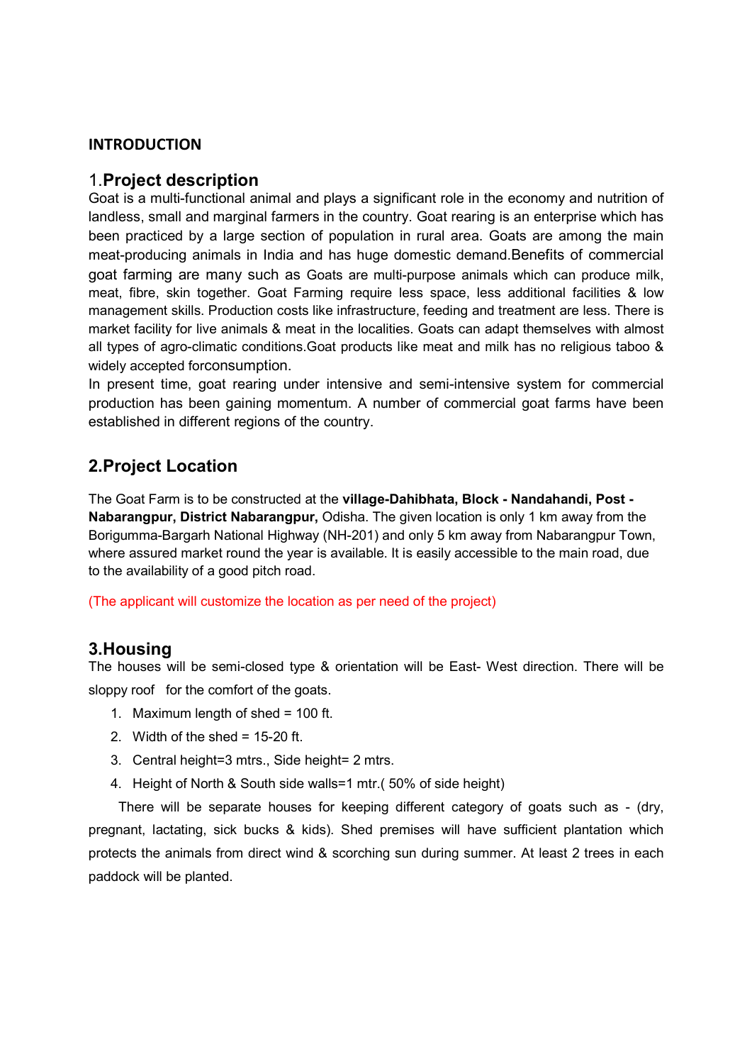## INTRODUCTION

### 1.Project description

Goat is a multi-functional animal and plays a significant role in the economy and nutrition of landless, small and marginal farmers in the country. Goat rearing is an enterprise which has been practiced by a large section of population in rural area. Goats are among the main meat-producing animals in India and has huge domestic demand.Benefits of commercial goat farming are many such as Goats are multi-purpose animals which can produce milk, meat, fibre, skin together. Goat Farming require less space, less additional facilities & low management skills. Production costs like infrastructure, feeding and treatment are less. There is market facility for live animals & meat in the localities. Goats can adapt themselves with almost all types of agro-climatic conditions.Goat products like meat and milk has no religious taboo & widely accepted forconsumption.

In present time, goat rearing under intensive and semi-intensive system for commercial production has been gaining momentum. A number of commercial goat farms have been established in different regions of the country.

### 2.Project Location

The Goat Farm is to be constructed at the **village-Dahibhata, Block - Nandahandi, Post - Nabarangpur, District Nabarangpur,** Odisha. The given location is only 1 km away from the Borigumma-Bargarh National Highway (NH-201) and only 5 km away from Nabarangpur Town, where assured market round the year is available. It is easily accessible to the main road, due to the availability of a good pitch road.

(The applicant will customize the location as per need of the project)

### 3.Housing

The houses will be semi-closed type & orientation will be East- West direction. There will be sloppy roof for the comfort of the goats.

1. Maximum length of shed = 100 ft.
2. Width of the shed = 15-20 ft.
3. Central height=3 mtrs., Side height= 2 mtrs.
4. Height of North & South side walls=1 mtr.( 50% of side height)

There will be separate houses for keeping different category of goats such as - (dry, pregnant, lactating, sick bucks & kids). Shed premises will have sufficient plantation which protects the animals from direct wind & scorching sun during summer. At least 2 trees in each paddock will be planted.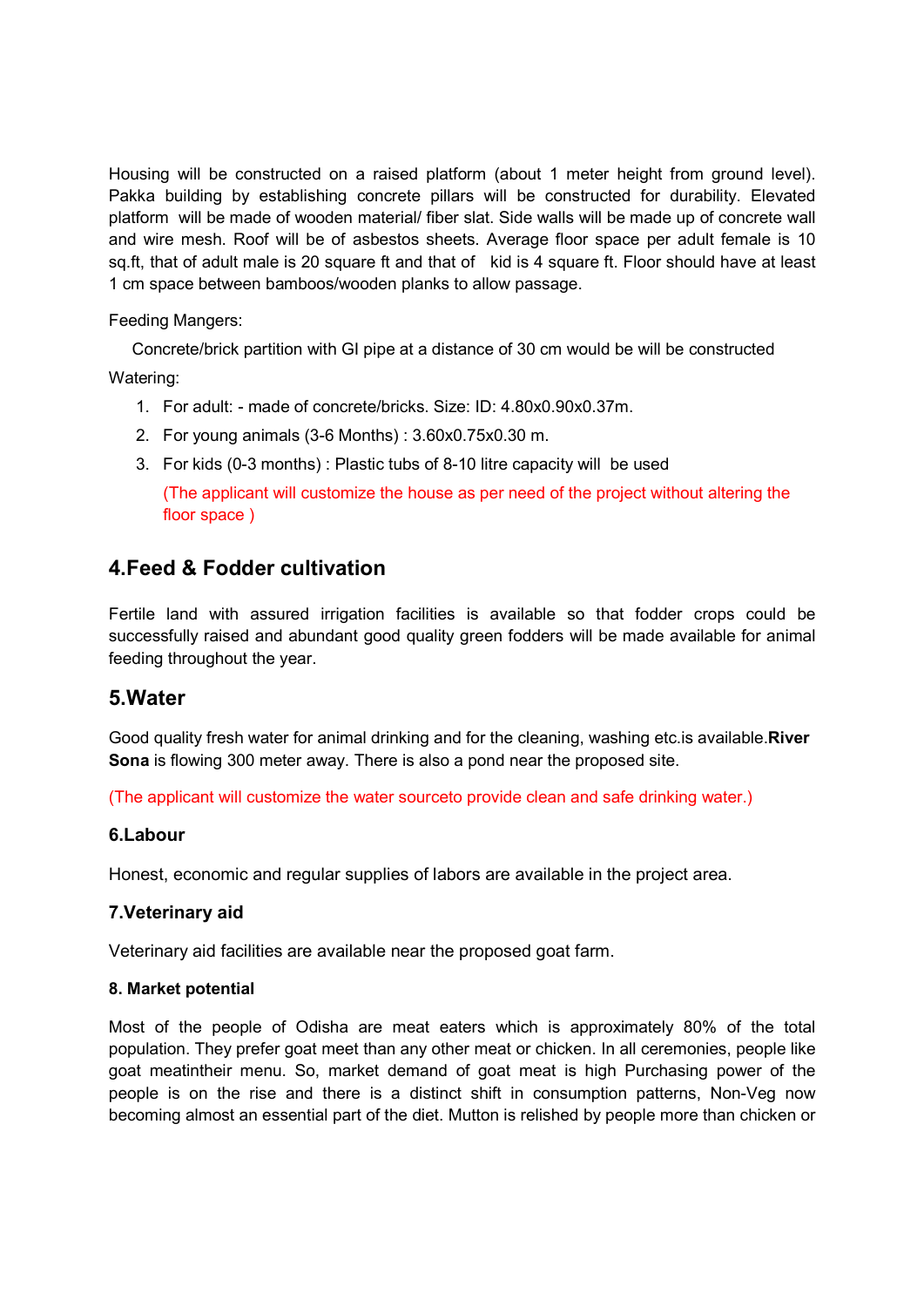Housing will be constructed on a raised platform (about 1 meter height from ground level). Pakka building by establishing concrete pillars will be constructed for durability. Elevated platform will be made of wooden material/ fiber slat. Side walls will be made up of concrete wall and wire mesh. Roof will be of asbestos sheets. Average floor space per adult female is 10 sq.ft, that of adult male is 20 square ft and that of kid is 4 square ft. Floor should have at least 1 cm space between bamboos/wooden planks to allow passage.

Feeding Mangers:

Concrete/brick partition with GI pipe at a distance of 30 cm would be will be constructed

Watering:

1. For adult: - made of concrete/bricks. Size: ID: 4.80x0.90x0.37m.
2. For young animals (3-6 Months) : 3.60x0.75x0.30 m.
3. For kids (0-3 months) : Plastic tubs of 8-10 litre capacity will be used

   (The applicant will customize the house as per need of the project without altering the floor space )

## 4.Feed & Fodder cultivation

Fertile land with assured irrigation facilities is available so that fodder crops could be successfully raised and abundant good quality green fodders will be made available for animal feeding throughout the year.

## 5.Water

Good quality fresh water for animal drinking and for the cleaning, washing etc.is available.**River Sona** is flowing 300 meter away. There is also a pond near the proposed site.

(The applicant will customize the water sourceto provide clean and safe drinking water.)

### 6.Labour

Honest, economic and regular supplies of labors are available in the project area.

### 7.Veterinary aid

Veterinary aid facilities are available near the proposed goat farm.

#### 8. Market potential

Most of the people of Odisha are meat eaters which is approximately 80% of the total population. They prefer goat meet than any other meat or chicken. In all ceremonies, people like goat meatintheir menu. So, market demand of goat meat is high Purchasing power of the people is on the rise and there is a distinct shift in consumption patterns, Non-Veg now becoming almost an essential part of the diet. Mutton is relished by people more than chicken or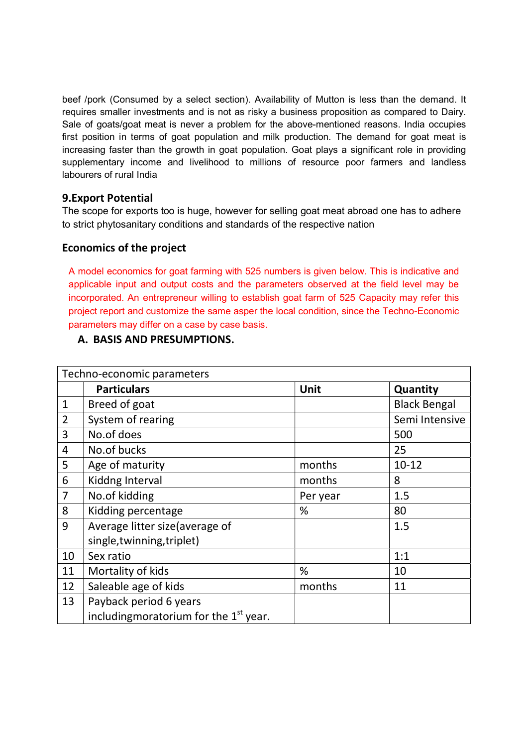beef /pork (Consumed by a select section). Availability of Mutton is less than the demand. It requires smaller investments and is not as risky a business proposition as compared to Dairy. Sale of goats/goat meat is never a problem for the above-mentioned reasons. India occupies first position in terms of goat population and milk production. The demand for goat meat is increasing faster than the growth in goat population. Goat plays a significant role in providing supplementary income and livelihood to millions of resource poor farmers and landless labourers of rural India

## 9.Export Potential

The scope for exports too is huge, however for selling goat meat abroad one has to adhere to strict phytosanitary conditions and standards of the respective nation

## Economics of the project

A model economics for goat farming with 525 numbers is given below. This is indicative and applicable input and output costs and the parameters observed at the field level may be incorporated. An entrepreneur willing to establish goat farm of 525 Capacity may refer this project report and customize the same asper the local condition, since the Techno-Economic parameters may differ on a case by case basis.

### A. BASIS AND PRESUMPTIONS.

| Techno-economic parameters | | | |
|---|---|---|---|
| | **Particulars** | **Unit** | **Quantity** |
| 1 | Breed of goat | | Black Bengal |
| 2 | System of rearing | | Semi Intensive |
| 3 | No.of does | | 500 |
| 4 | No.of bucks | | 25 |
| 5 | Age of maturity | months | 10-12 |
| 6 | Kiddng Interval | months | 8 |
| 7 | No.of kidding | Per year | 1.5 |
| 8 | Kidding percentage | % | 80 |
| 9 | Average litter size(average of single,twinning,triplet) | | 1.5 |
| 10 | Sex ratio | | 1:1 |
| 11 | Mortality of kids | % | 10 |
| 12 | Saleable age of kids | months | 11 |
| 13 | Payback period 6 years includingmoratorium for the 1st year. | | |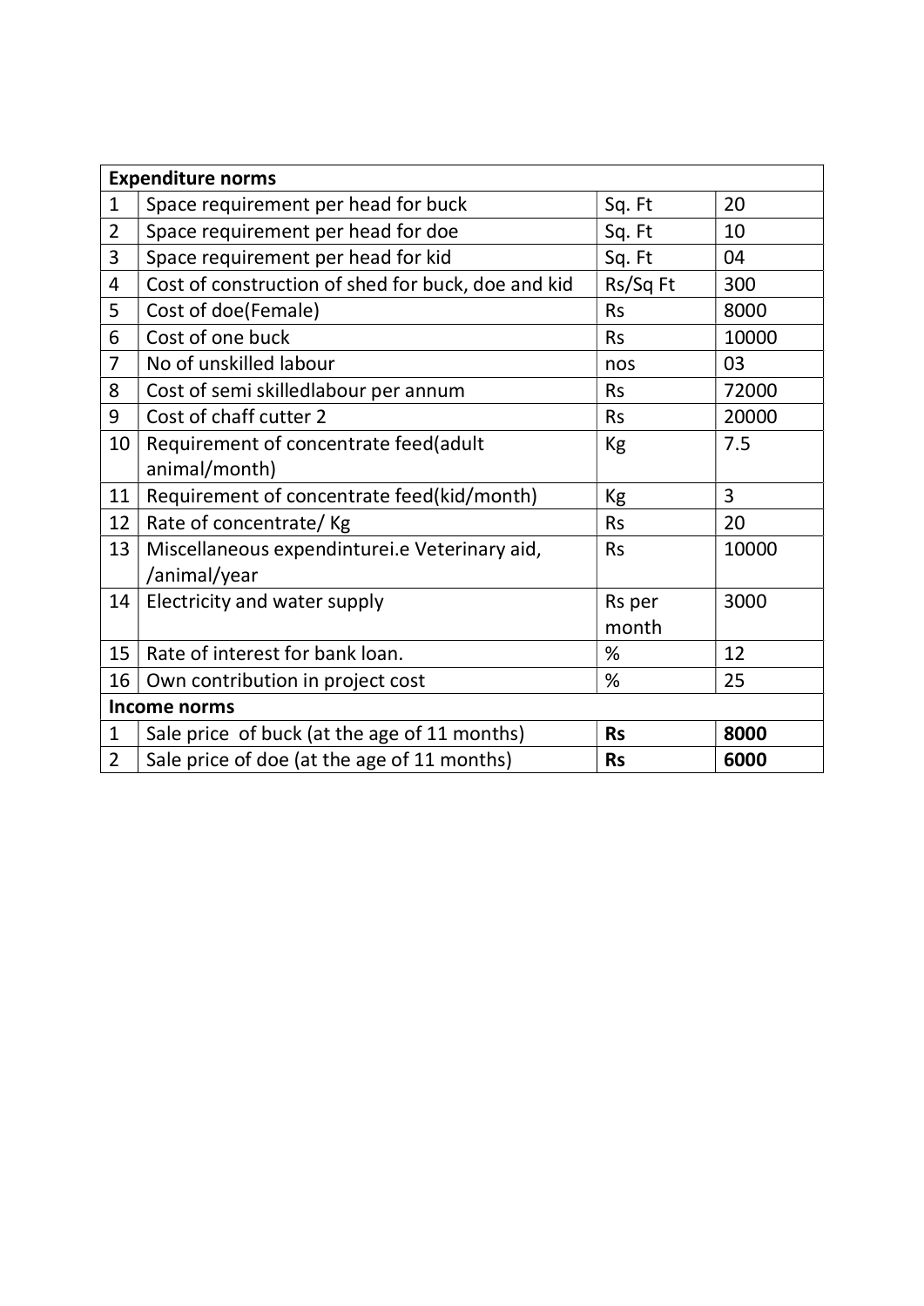| Expenditure norms | | | |
|---|---|---|---|
| 1 | Space requirement per head for buck | Sq. Ft | 20 |
| 2 | Space requirement per head for doe | Sq. Ft | 10 |
| 3 | Space requirement per head for kid | Sq. Ft | 04 |
| 4 | Cost of construction of shed for buck, doe and kid | Rs/Sq Ft | 300 |
| 5 | Cost of doe(Female) | Rs | 8000 |
| 6 | Cost of one buck | Rs | 10000 |
| 7 | No of unskilled labour | nos | 03 |
| 8 | Cost of semi skilledlabour per annum | Rs | 72000 |
| 9 | Cost of chaff cutter 2 | Rs | 20000 |
| 10 | Requirement of concentrate feed(adult animal/month) | Kg | 7.5 |
| 11 | Requirement of concentrate feed(kid/month) | Kg | 3 |
| 12 | Rate of concentrate/ Kg | Rs | 20 |
| 13 | Miscellaneous expendinturei.e Veterinary aid, /animal/year | Rs | 10000 |
| 14 | Electricity and water supply | Rs per month | 3000 |
| 15 | Rate of interest for bank loan. | % | 12 |
| 16 | Own contribution in project cost | % | 25 |
| **Income norms** | | | |
| 1 | Sale price of buck (at the age of 11 months) | **Rs** | **8000** |
| 2 | Sale price of doe (at the age of 11 months) | **Rs** | **6000** |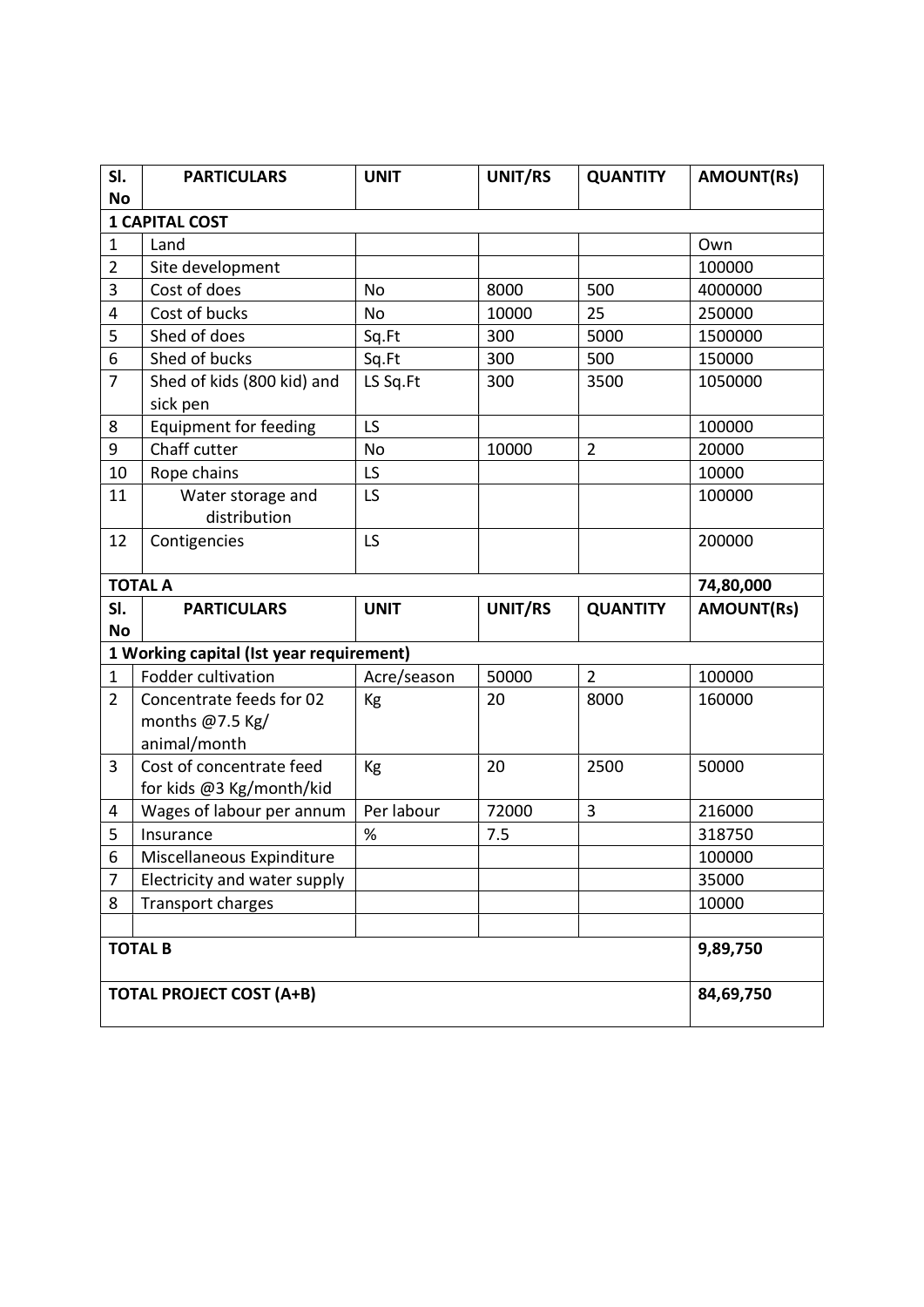| Sl. No | PARTICULARS | UNIT | UNIT/RS | QUANTITY | AMOUNT(Rs) |
|---|---|---|---|---|---|
| **1 CAPITAL COST** | | | | | |
| 1 | Land | | | | Own |
| 2 | Site development | | | | 100000 |
| 3 | Cost of does | No | 8000 | 500 | 4000000 |
| 4 | Cost of bucks | No | 10000 | 25 | 250000 |
| 5 | Shed of does | Sq.Ft | 300 | 5000 | 1500000 |
| 6 | Shed of bucks | Sq.Ft | 300 | 500 | 150000 |
| 7 | Shed of kids (800 kid) and sick pen | LS Sq.Ft | 300 | 3500 | 1050000 |
| 8 | Equipment for feeding | LS | | | 100000 |
| 9 | Chaff cutter | No | 10000 | 2 | 20000 |
| 10 | Rope chains | LS | | | 10000 |
| 11 | Water storage and distribution | LS | | | 100000 |
| 12 | Contigencies | LS | | | 200000 |
| **TOTAL A** | | | | | **74,80,000** |
| **Sl. No** | **PARTICULARS** | **UNIT** | **UNIT/RS** | **QUANTITY** | **AMOUNT(Rs)** |
| **1 Working capital (Ist year requirement)** | | | | | |
| 1 | Fodder cultivation | Acre/season | 50000 | 2 | 100000 |
| 2 | Concentrate feeds for 02 months @7.5 Kg/ animal/month | Kg | 20 | 8000 | 160000 |
| 3 | Cost of concentrate feed for kids @3 Kg/month/kid | Kg | 20 | 2500 | 50000 |
| 4 | Wages of labour per annum | Per labour | 72000 | 3 | 216000 |
| 5 | Insurance | % | 7.5 | | 318750 |
| 6 | Miscellaneous Expinditure | | | | 100000 |
| 7 | Electricity and water supply | | | | 35000 |
| 8 | Transport charges | | | | 10000 |
| | | | | | |
| **TOTAL B** | | | | | **9,89,750** |
| **TOTAL PROJECT COST (A+B)** | | | | | **84,69,750** |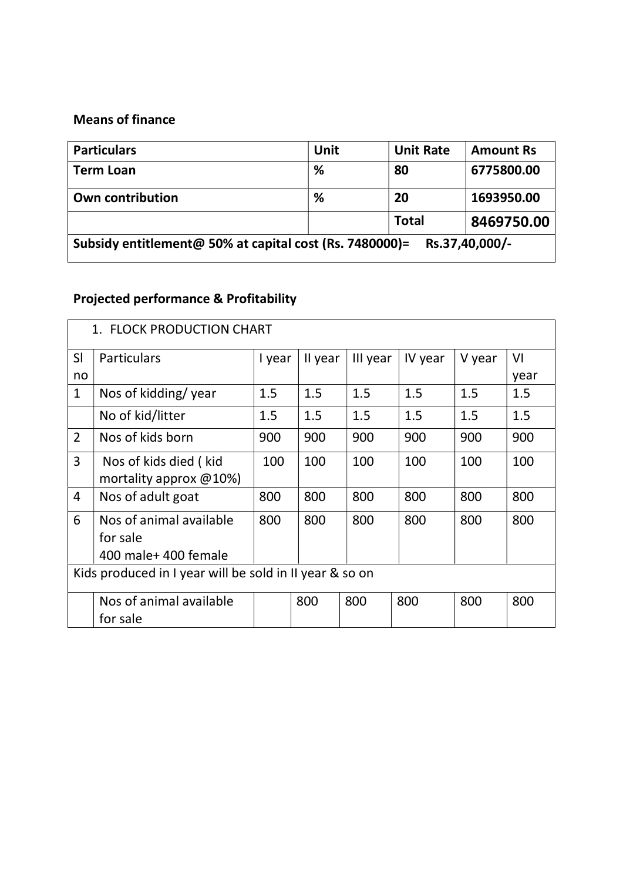**Means of finance**

| Particulars | Unit | Unit Rate | Amount Rs |
|---|---|---|---|
| **Term Loan** | **%** | **80** | **6775800.00** |
| **Own contribution** | **%** | **20** | **1693950.00** |
| | | **Total** | **8469750.00** |
| **Subsidy entitlement@ 50% at capital cost (Rs. 7480000)= Rs.37,40,000/-** | | | |

**Projected performance & Profitability**

| 1. FLOCK PRODUCTION CHART | | | | | | | |
|---|---|---|---|---|---|---|---|
| Sl no | Particulars | I year | II year | III year | IV year | V year | VI year |
| 1 | Nos of kidding/ year | 1.5 | 1.5 | 1.5 | 1.5 | 1.5 | 1.5 |
| | No of kid/litter | 1.5 | 1.5 | 1.5 | 1.5 | 1.5 | 1.5 |
| 2 | Nos of kids born | 900 | 900 | 900 | 900 | 900 | 900 |
| 3 | Nos of kids died ( kid mortality approx @10%) | 100 | 100 | 100 | 100 | 100 | 100 |
| 4 | Nos of adult goat | 800 | 800 | 800 | 800 | 800 | 800 |
| 6 | Nos of animal available for sale 400 male+ 400 female | 800 | 800 | 800 | 800 | 800 | 800 |
| Kids produced in I year will be sold in II year & so on | | | | | | | |
| | Nos of animal available for sale | | 800 | 800 | 800 | 800 | 800 |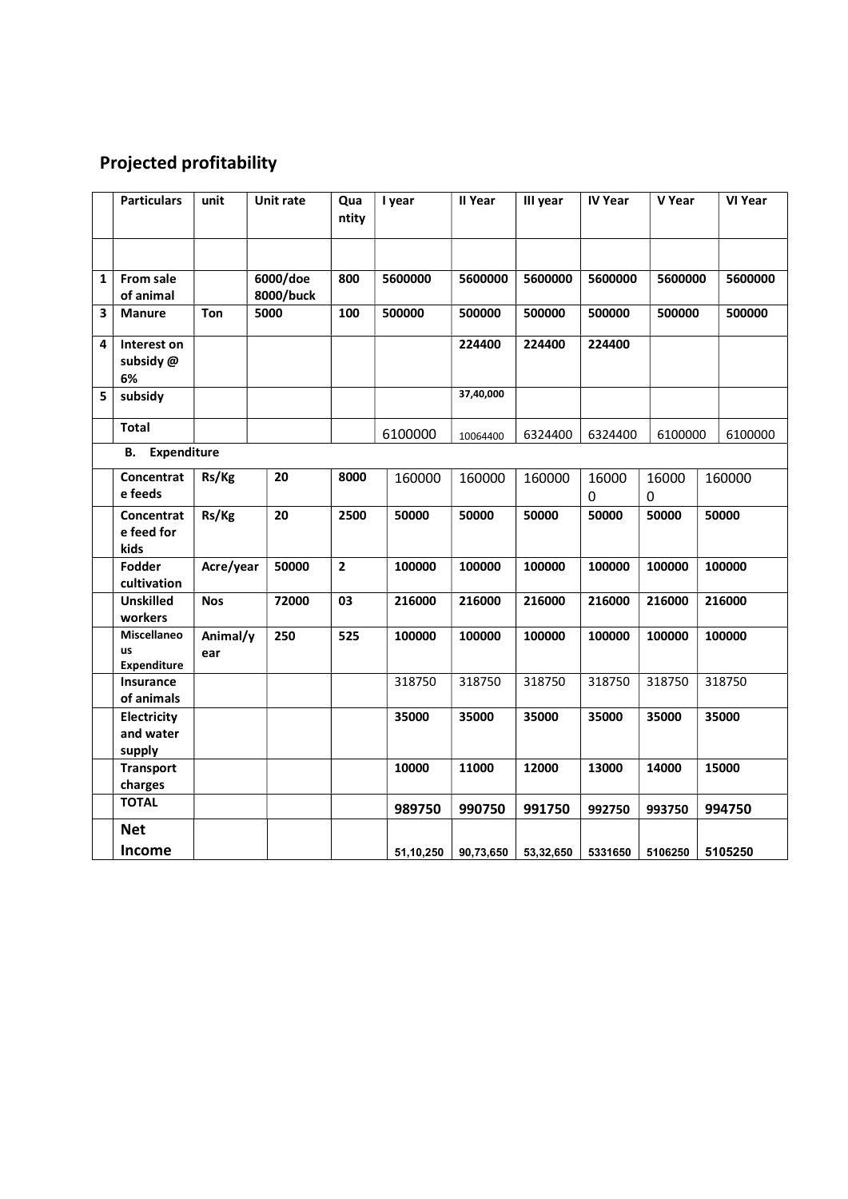## Projected profitability

| | Particulars | unit | Unit rate | Quantity | I year | II Year | III year | IV Year | V Year | VI Year |
|---|---|---|---|---|---|---|---|---|---|---|
| | | | | | | | | | | |
| 1 | From sale of animal | | 6000/doe 8000/buck | 800 | 5600000 | 5600000 | 5600000 | 5600000 | 5600000 | 5600000 |
| 3 | Manure | Ton | 5000 | 100 | 500000 | 500000 | 500000 | 500000 | 500000 | 500000 |
| 4 | Interest on subsidy @ 6% | | | | | 224400 | 224400 | 224400 | | |
| 5 | subsidy | | | | | 37,40,000 | | | | |
| | Total | | | | 6100000 | 10064400 | 6324400 | 6324400 | 6100000 | 6100000 |
| | **B. Expenditure** | | | | | | | | | |
| | Concentrate feeds | Rs/Kg | 20 | 8000 | 160000 | 160000 | 160000 | 160000 | 160000 | 160000 |
| | Concentrate feed for kids | Rs/Kg | 20 | 2500 | 50000 | 50000 | 50000 | 50000 | 50000 | 50000 |
| | Fodder cultivation | Acre/year | 50000 | 2 | 100000 | 100000 | 100000 | 100000 | 100000 | 100000 |
| | Unskilled workers | Nos | 72000 | 03 | 216000 | 216000 | 216000 | 216000 | 216000 | 216000 |
| | Miscellaneous Expenditure | Animal/year | 250 | 525 | 100000 | 100000 | 100000 | 100000 | 100000 | 100000 |
| | Insurance of animals | | | | 318750 | 318750 | 318750 | 318750 | 318750 | 318750 |
| | Electricity and water supply | | | | 35000 | 35000 | 35000 | 35000 | 35000 | 35000 |
| | Transport charges | | | | 10000 | 11000 | 12000 | 13000 | 14000 | 15000 |
| | **TOTAL** | | | | 989750 | 990750 | 991750 | 992750 | 993750 | 994750 |
| | **Net Income** | | | | 51,10,250 | 90,73,650 | 53,32,650 | 5331650 | 5106250 | 5105250 |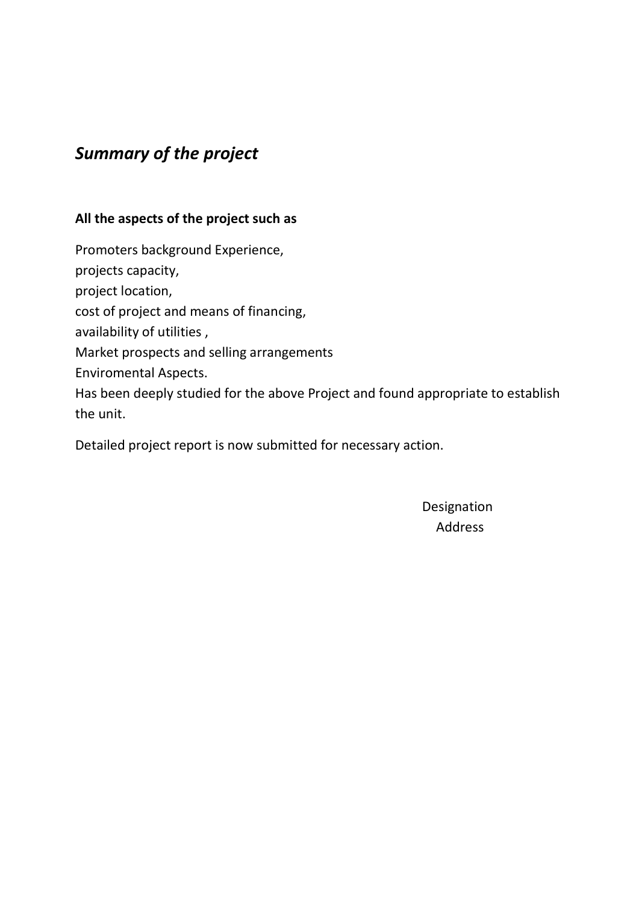## *Summary of the project*

**All the aspects of the project such as**

Promoters background Experience,
projects capacity,
project location,
cost of project and means of financing,
availability of utilities ,
Market prospects and selling arrangements
Enviromental Aspects.
Has been deeply studied for the above Project and found appropriate to establish the unit.

Detailed project report is now submitted for necessary action.

Designation
Address